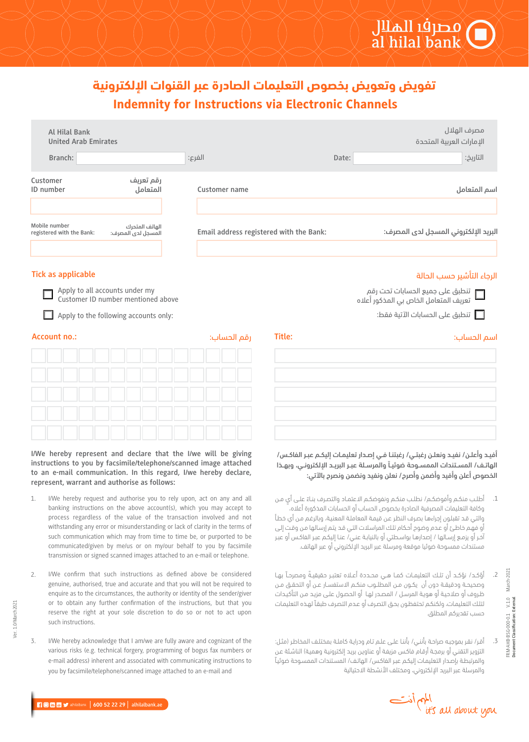مصرف الهلال
al hilal bank

# تفويض وتعويض بخصوص التعليمات الصادرة عبر القنوات الإلكترونية
# Indemnity for Instructions via Electronic Channels

Al Hilal Bank
United Arab Emirates

مصرف الهلال
الإمارات العربية المتحدة

Branch: ____________ :الفرع

Date: ____________ :التاريخ

| Customer ID number رقم تعريف المتعامل | Customer name اسم المتعامل |
|---|---|
| | |

| Mobile number registered with the Bank: الهاتف المتحرك المسجل لدى المصرف: | Email address registered with the Bank: البريد الإلكتروني المسجل لدى المصرف: |
|---|---|
| | |

**Tick as applicable** الرجاء التأشير حسب الحالة

☐ Apply to all accounts under my Customer ID number mentioned above
تنطبق على جميع الحسابات تحت رقم تعريف المتعامل الخاص بي المذكور أعلاه

☐ Apply to the following accounts only:
تنطبق على الحسابات الآتية فقط:

| Account no.: رقم الحساب: | Title: اسم الحساب: |
|---|---|
| | |
| | |
| | |
| | |
| | |

**I/We hereby represent and declare that the I/we will be giving instructions to you by facsimile/telephone/scanned image attached to an e-mail communication. In this regard, I/We hereby declare, represent, warrant and authorise as follows:**

1. I/We hereby request and authorise you to rely upon, act on any and all banking instructions on the above account(s), which you may accept to process regardless of the value of the transaction involved and not withstanding any error or misunderstanding or lack of clarity in the terms of such communication which may from time to time be, or purported to be communicated/given by me/us or on my/our behalf to you by facsimile transmission or signed scanned images attached to an e-mail or telephone.

2. I/We confirm that such instructions as defined above be considered genuine, authorised, true and accurate and that you will not be required to enquire as to the circumstances, the authority or identity of the sender/giver or to obtain any further confirmation of the instructions, but that you reserve the right at your sole discretion to do so or not to act upon such instructions.

3. I/We hereby acknowledge that I am/we are fully aware and cognizant of the various risks (e.g. technical forgery, programming of bogus fax numbers or e-mail address) inherent and associated with communicating instructions to you by facsimile/telephone/scanned image attached to an e-mail and

**أفيد وأعلن/ نفيد ونعلن رغبتي/ رغبتنا في إصدار تعليمات إليكم عبر الفاكس/ الهاتف/ المستندات الممسوحة ضوئياً والمرسلة عبر البريد الإلكتروني، وبهذا الخصوص أعلن وأفيد وأضمن وأصرح/ نعلن ونفيد ونضمن ونصرح بالآتي:**

1. أطلب منكم وأفوضكم/ نطلب منكم ونفوضكم الاعتماد والتصرف بناءً على أيٍ من وكافة التعليمات المصرفية الصادرة بخصوص الحساب أو الحسابات المذكورة أعلاه، والتي قد تقبلون إجراءها بصرف النظر عن قيمة المعاملة المعنية، وبالرغم من أي خطأ أو فهم خاطئ أو عدم وضوح أحكام تلك المراسلات التي قد يتم إرسالها من وقت إلى آخر أو يزعم إرسالها / إصدارها بواسطتي أو بالنيابة عني/ عنا إليكم عبر الفاكس أو عبر مستندات ممسوحة ضوئياً موقعة ومرسلة عبر البريد الإلكتروني أو عبر الهاتف.

2. أؤكد/ نؤكد أن تلك التعليمات كما هي محددة أعلاه تعتبر حقيقيةً ومصرحاً بها وصحيحة ودقيقة دون أن يكون من المطلوب منكم الاستفسار عن أو التحقق من ظروف أو صلاحية أو هوية المرسل / المصدر لها أو الحصول على مزيد من التأكيدات لتلك التعليمات، ولكنكم تحتفظون بحق التصرف أو عدم التصرف طبقاً لهذه التعليمات حسب تقديركم المطلق.

3. أقر/ نقر بموجبه صراحة بأنني/ بأننا على علم تام ودراية كاملة بمختلف المخاطر (مثل: التزوير التقني أو برمجة أرقام فاكس مزيفة أو عناوين بريد إلكترونية وهمية) الناشئة عن والمرتبطة بإصدار التعليمات إليكم عبر الفاكس/ الهاتف/ المستندات الممسوحة ضوئياً والمرسلة عبر البريد الإلكتروني، ومختلف الأنشطة الاحتيالية

FRM-AHB-BSG-000-0.1 V1.0 March-2021
Document Classification: External

Ver. 1.0/March 2021

alhilalbank | 600 52 22 29 | alhilalbank.ae

الهلال أنت
it's all about you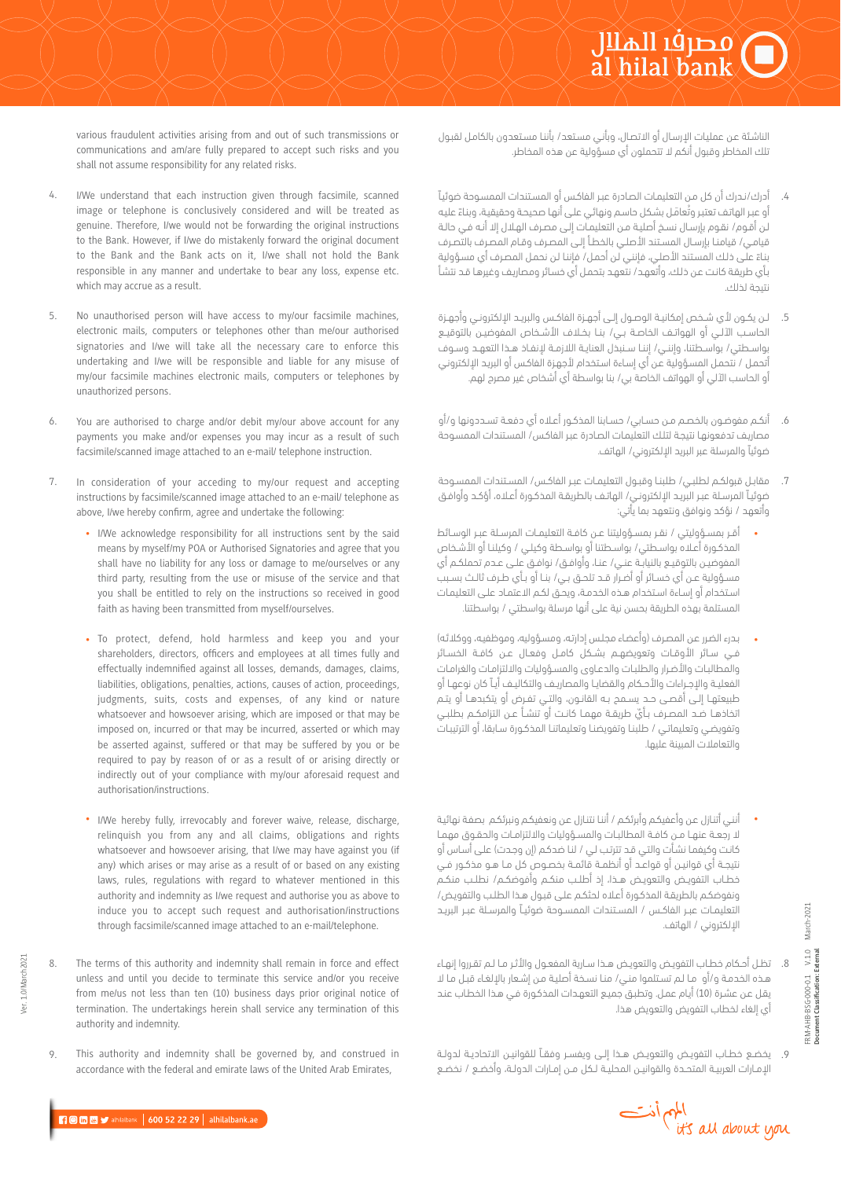various fraudulent activities arising from and out of such transmissions or communications and am/are fully prepared to accept such risks and you shall not assume responsibility for any related risks.

4. I/We understand that each instruction given through facsimile, scanned image or telephone is conclusively considered and will be treated as genuine. Therefore, I/we would not be forwarding the original instructions to the Bank. However, if I/we do mistakenly forward the original document to the Bank and the Bank acts on it, I/we shall not hold the Bank responsible in any manner and undertake to bear any loss, expense etc. which may accrue as a result.

5. No unauthorised person will have access to my/our facsimile machines, electronic mails, computers or telephones other than me/our authorised signatories and I/we will take all the necessary care to enforce this undertaking and I/we will be responsible and liable for any misuse of my/our facsimile machines electronic mails, computers or telephones by unauthorized persons.

6. You are authorised to charge and/or debit my/our above account for any payments you make and/or expenses you may incur as a result of such facsimile/scanned image attached to an e-mail/ telephone instruction.

7. In consideration of your acceding to my/our request and accepting instructions by facsimile/scanned image attached to an e-mail/ telephone as above, I/we hereby confirm, agree and undertake the following:

   - I/We acknowledge responsibility for all instructions sent by the said means by myself/my POA or Authorised Signatories and agree that you shall have no liability for any loss or damage to me/ourselves or any third party, resulting from the use or misuse of the service and that you shall be entitled to rely on the instructions so received in good faith as having been transmitted from myself/ourselves.

   - To protect, defend, hold harmless and keep you and your shareholders, directors, officers and employees at all times fully and effectually indemnified against all losses, demands, damages, claims, liabilities, obligations, penalties, actions, causes of action, proceedings, judgments, suits, costs and expenses, of any kind or nature whatsoever and howsoever arising, which are imposed or that may be imposed on, incurred or that may be incurred, asserted or which may be asserted against, suffered or that may be suffered by you or be required to pay by reason of or as a result of or arising directly or indirectly out of your compliance with my/our aforesaid request and authorisation/instructions.

   - I/We hereby fully, irrevocably and forever waive, release, discharge, relinquish you from any and all claims, obligations and rights whatsoever and howsoever arising, that I/we may have against you (if any) which arises or may arise as a result of or based on any existing laws, rules, regulations with regard to whatever mentioned in this authority and indemnity as I/we request and authorise you as above to induce you to accept such request and authorisation/instructions through facsimile/scanned image attached to an e-mail/telephone.

8. The terms of this authority and indemnity shall remain in force and effect unless and until you decide to terminate this service and/or you receive from me/us not less than ten (10) business days prior original notice of termination. The undertakings herein shall service any termination of this authority and indemnity.

9. This authority and indemnity shall be governed by, and construed in accordance with the federal and emirate laws of the United Arab Emirates,

الناشئة عن عمليات الإرسال أو الاتصال، وبأني مستعد/ بأننا مستعدون بالكامل لقبول تلك المخاطر وقبول أنكم لا تتحملون أي مسؤولية عن هذه المخاطر.

4. أدرك/ندرك أن كل من التعليمات الصادرة عبر الفاكس أو المستندات الممسوحة ضوئياً أو عبر الهاتف تعتبر وتُعامل بشكل حاسم ونهائي على أنها صحيحة وحقيقية، وبناءً عليه لن أقوم/ نقوم بإرسال نسخ أصلية من التعليمات إلى مصرف الهلال إلا أنه في حالة قيامي/ قيامنا بإرسال المستند الأصلي بالخطأ إلى المصرف وقام المصرف بالتصرف بناءً على ذلك المستند الأصلي، فإنني لن أحمل/ فإننا لن نحمل المصرف أي مسؤولية بأي طريقة كانت عن ذلك، وأتعهد/ نتعهد بتحمل أي خسائر ومصاريف وغيرها قد تنشأ نتيجة لذلك.

5. لن يكون لأي شخص إمكانية الوصول إلى أجهزة الفاكس والبريد الإلكتروني وأجهزة الحاسب الآلي أو الهواتف الخاصة بي/ بنا بخلاف الأشخاص المفوضين بالتوقيع بواسطتي/ بواسطتنا، وإنني/ إننا سنبذل العناية اللازمة لإنفاذ هذا التعهد وسوف أتحمل / نتحمل المسؤولية عن أي إساءة استخدام لأجهزة الفاكس أو البريد الإلكتروني أو الحاسب الآلي أو الهواتف الخاصة بي/ بنا بواسطة أي أشخاص غير مصرح لهم.

6. أنكم مفوضون بالخصم من حسابي/ حسابنا المذكور أعلاه أي دفعة تسددونها و/أو مصاريف تدفعونها نتيجة لتلك التعليمات الصادرة عبر الفاكس/ المستندات الممسوحة ضوئياً والمرسلة عبر البريد الإلكتروني/ الهاتف.

7. مقابل قبولكم لطلبي/ طلبنا وقبول التعليمات عبر الفاكس/ المستندات الممسوحة ضوئياً المرسلة عبر البريد الإلكتروني/ الهاتف بالطريقة المذكورة أعلاه، أؤكد وأوافق وأتعهد / نؤكد ونوافق ونتعهد بما يأتي:

   - أقر بمسؤوليتي / نقر بمسؤوليتنا عن كافة التعليمات المرسلة عبر الوسائط المذكورة أعلاه بواسطتي/ بواسطتنا أو بواسطة وكيلي / وكيلنا أو الأشخاص المفوضين بالتوقيع بالنيابة عني/ عنا، وأوافق/ نوافق على عدم تحملكم أي مسؤولية عن أي خسائر أو أضرار قد تلحق بي/ بنا أو بأي طرف ثالث بسبب استخدام أو إساءة استخدام هذه الخدمة، ويحق لكم الاعتماد على التعليمات المستلمة بهذه الطريقة بحسن نية على أنها مرسلة بواسطتي / بواسطتنا.

   - بدرء الضرر عن المصرف (وأعضاء مجلس إدارته، ومسؤوليه، وموظفيه، ووكلائه) في سائر الأوقات وتعويضهم بشكل كامل وفعال عن كافة الخسائر والمطالبات والأضرار والطلبات والدعاوى والمسؤوليات والالتزامات والغرامات الفعلية والإجراءات والأحكام والقضايا والمصاريف والتكاليف أياً كان نوعها أو طبيعتها إلى أقصى حد يسمح به القانون، والتي تفرض أو يتكبدها أو يتم اتخاذها ضد المصرف بأيّ طريقة مهما كانت أو تنشأ عن التزامكم بطلبي وتفويضي وتعليماتي / طلبنا وتفويضنا وتعليماتنا المذكورة سابقاً، أو الترتيبات والتعاملات المبينة عليها.

   - أنني أتنازل عن وأعفيكم وأبرئكم / أننا نتنازل عن ونعفيكم ونبرئكم بصفة نهائية لا رجعة فيها من كافة المطالبات والمسؤوليات والالتزامات والحقوق مهما كانت وكيفما نشأت والتي قد تترتب لي / لنا ضدكم (إن وجدت) على أساس أو نتيجة أي قوانين أو قواعد أو أنظمة قائمة بخصوص كل ما هو مذكور في خطاب التفويض والتعويض هذا، إذ أطلب منكم وأفوضكم/ نطلب منكم ونفوضكم بالطريقة المذكورة أعلاه لحثكم على قبول هذا الطلب والتفويض/ التعليمات عبر الفاكس / المستندات الممسوحة ضوئياً والمرسلة عبر البريد الإلكتروني / الهاتف.

8. تظل أحكام خطاب التفويض والتعويض هذا سارية المفعول والأثر ما لم تقرروا إنهاء هذه الخدمة و/أو ما لم تستلموا مني/ منا نسخة أصلية من إشعار بالإلغاء قبل ما لا يقل عن عشرة (10) أيام عمل. وتطبق جميع التعهدات المذكورة في هذا الخطاب عند أي إلغاء لخطاب التفويض والتعويض هذا.

9. يخضع خطاب التفويض والتعويض هذا إلى ويفسر وفقاً للقوانين الاتحادية لدولة الإمارات العربية المتحدة والقوانين المحلية لكل من إمارات الدولة، وأخضع / نخضع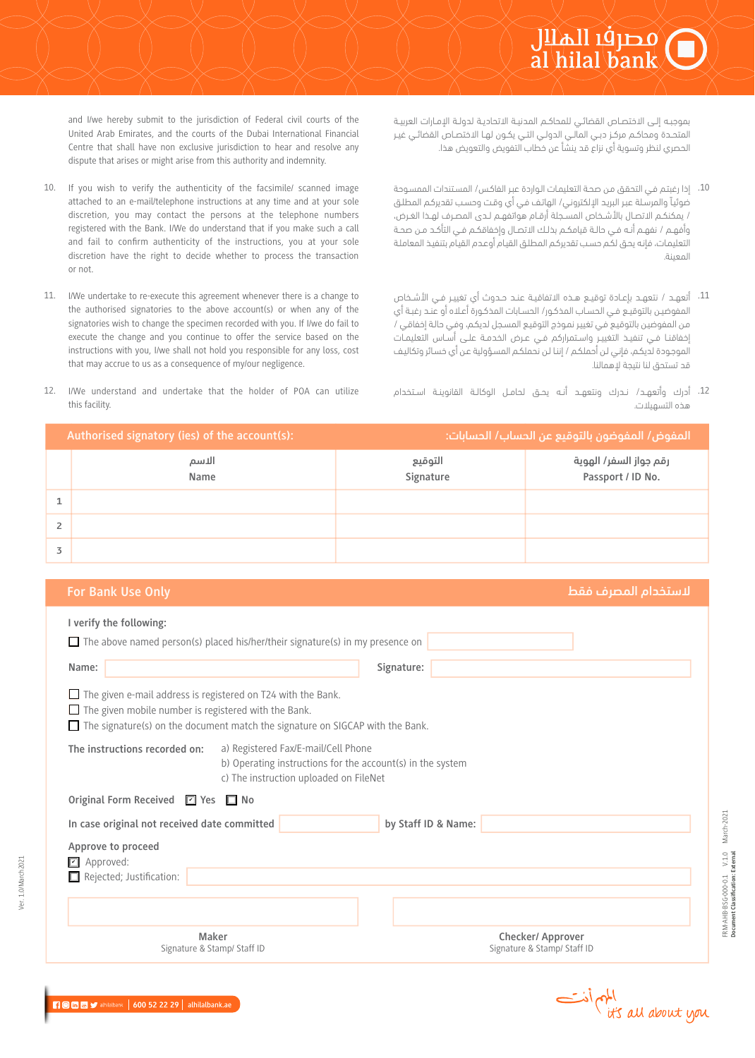and I/we hereby submit to the jurisdiction of Federal civil courts of the United Arab Emirates, and the courts of the Dubai International Financial Centre that shall have non exclusive jurisdiction to hear and resolve any dispute that arises or might arise from this authority and indemnity.

بموجبه إلى الاختصاص القضائي للمحاكم المدنية الاتحادية لدولة الإمارات العربية المتحدة ومحاكم مركز دبي المالي الدولي التي يكون لها الاختصاص القضائي غير الحصري لنظر وتسوية أي نزاع قد ينشأ عن خطاب التفويض والتعويض هذا.

10. If you wish to verify the authenticity of the facsimile/ scanned image attached to an e-mail/telephone instructions at any time and at your sole discretion, you may contact the persons at the telephone numbers registered with the Bank. I/We do understand that if you make such a call and fail to confirm authenticity of the instructions, you at your sole discretion have the right to decide whether to process the transaction or not.

10. إذا رغبتم في التحقق من صحة التعليمات الواردة عبر الفاكس/ المستندات الممسوحة ضوئياً والمرسلة عبر البريد الإلكتروني/ الهاتف في أي وقت وحسب تقديركم المطلق / يمكنكم الاتصال بالأشخاص المسجلة أرقام هواتفهم لدى المصرف لهذا الغرض. وأفهم / نفهم أنه في حالة قيامكم بذلك الاتصال وإخفاقكم في التأكد من صحة التعليمات، فإنه يحق لكم حسب تقديركم المطلق القيام أوعدم القيام بتنفيذ المعاملة المعينة.

11. I/We undertake to re-execute this agreement whenever there is a change to the authorised signatories to the above account(s) or when any of the signatories wish to change the specimen recorded with you. If I/we do fail to execute the change and you continue to offer the service based on the instructions with you, I/we shall not hold you responsible for any loss, cost that may accrue to us as a consequence of my/our negligence.

11. أتعهد / نتعهد بإعادة توقيع هذه الاتفاقية عند حدوث أي تغيير في الأشخاص المفوضين بالتوقيع في الحساب المذكور/ الحسابات المذكورة أعلاه أو عند رغبة أي من المفوضين بالتوقيع في تغيير نموذج التوقيع المسجل لديكم. وفي حالة إخفاقي / إخفاقنا في تنفيذ التغيير واستمراركم في عرض الخدمة على أساس التعليمات الموجودة لديكم، فإني لن أحملكم / إننا لن نحملكم المسؤولية عن أي خسائر وتكاليف قد تستحق لنا نتيجة لإهمالنا.

12. I/We understand and undertake that the holder of POA can utilize this facility.

12. أدرك وأتعهد/ ندرك ونتعهد أنه يحق لحامل الوكالة القانونية استخدام هذه التسهيلات.

## Authorised signatory (ies) of the account(s): / المفوض/ المفوضون بالتوقيع عن الحساب/ الحسابات:

| | الاسم<br>Name | التوقيع<br>Signature | رقم جواز السفر/ الهوية<br>Passport / ID No. |
|---|---|---|---|
| 1 | | | |
| 2 | | | |
| 3 | | | |

## For Bank Use Only / لاستخدام المصرف فقط

**I verify the following:**

☐ The above named person(s) placed his/her/their signature(s) in my presence on

**Name:** &nbsp;&nbsp;&nbsp;&nbsp; **Signature:**

☐ The given e-mail address is registered on T24 with the Bank.
☐ The given mobile number is registered with the Bank.
☐ The signature(s) on the document match the signature on SIGCAP with the Bank.

**The instructions recorded on:**
a) Registered Fax/E-mail/Cell Phone
b) Operating instructions for the account(s) in the system
c) The instruction uploaded on FileNet

**Original Form Received** ☑ Yes ☐ No

**In case original not received date committed** &nbsp;&nbsp;&nbsp;&nbsp; **by Staff ID & Name:**

**Approve to proceed**
☑ Approved:
☐ Rejected; Justification:

| | |
|---|---|
| **Maker**<br>Signature & Stamp/ Staff ID | **Checker/ Approver**<br>Signature & Stamp/ Staff ID |

Ver. 1.0/March 2021

FRM-AHB-BSG-000-0.1 V1.0 March-2021
Document Classification: External